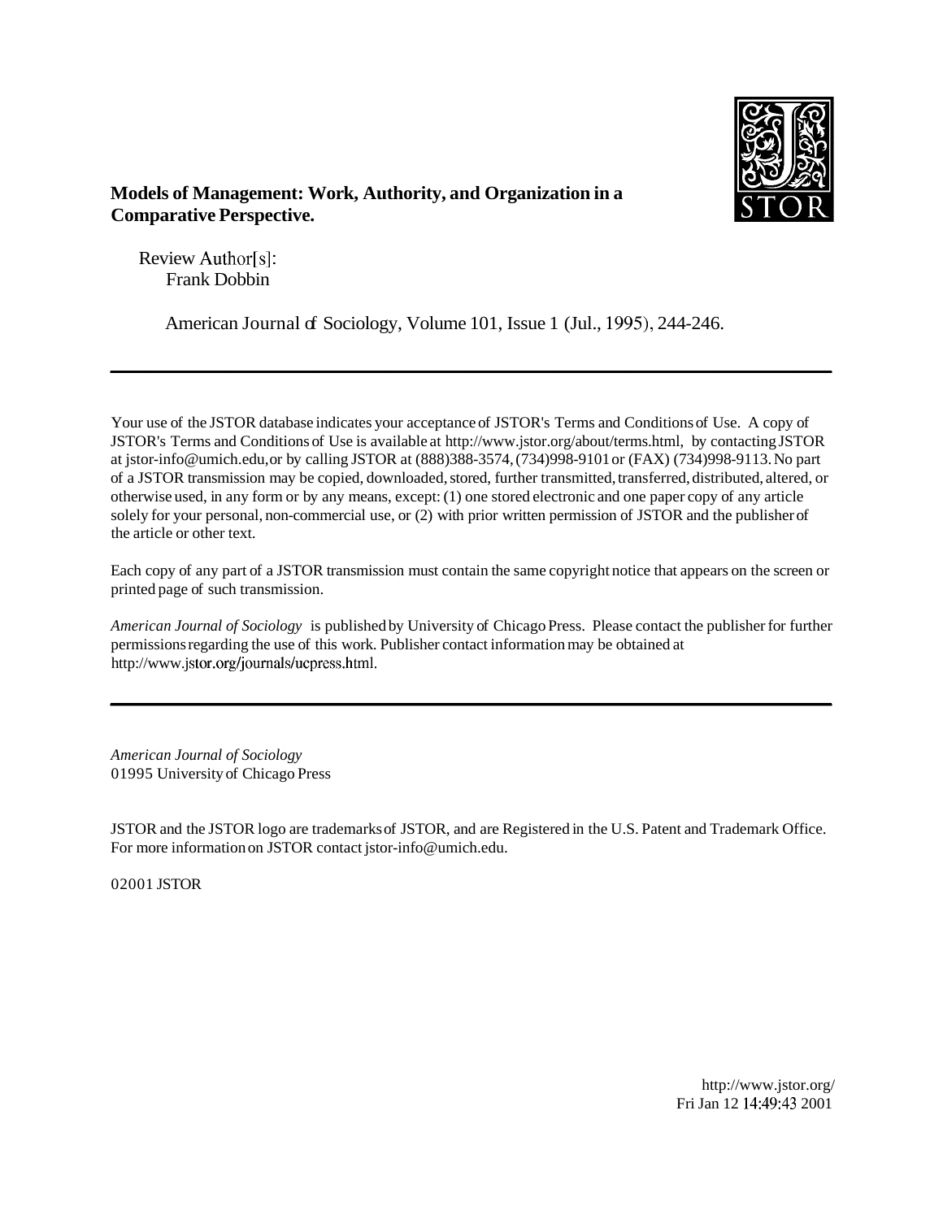**Models of Management: Work, Authority, and Organization in a Comparative Perspective.**

Review Author[s]:
Frank Dobbin

American Journal of Sociology, Volume 101, Issue 1 (Jul., 1995), 244-246.

---

Your use of the JSTOR database indicates your acceptance of JSTOR's Terms and Conditions of Use. A copy of JSTOR's Terms and Conditions of Use is available at http://www.jstor.org/about/terms.html, by contacting JSTOR at jstor-info@umich.edu, or by calling JSTOR at (888)388-3574, (734)998-9101 or (FAX) (734)998-9113. No part of a JSTOR transmission may be copied, downloaded, stored, further transmitted, transferred, distributed, altered, or otherwise used, in any form or by any means, except: (1) one stored electronic and one paper copy of any article solely for your personal, non-commercial use, or (2) with prior written permission of JSTOR and the publisher of the article or other text.

Each copy of any part of a JSTOR transmission must contain the same copyright notice that appears on the screen or printed page of such transmission.

*American Journal of Sociology* is published by University of Chicago Press. Please contact the publisher for further permissions regarding the use of this work. Publisher contact information may be obtained at http://www.jstor.org/journals/ucpress.html.

---

*American Journal of Sociology*
01995 University of Chicago Press

JSTOR and the JSTOR logo are trademarks of JSTOR, and are Registered in the U.S. Patent and Trademark Office. For more information on JSTOR contact jstor-info@umich.edu.

02001 JSTOR

http://www.jstor.org/
Fri Jan 12 14:49:43 2001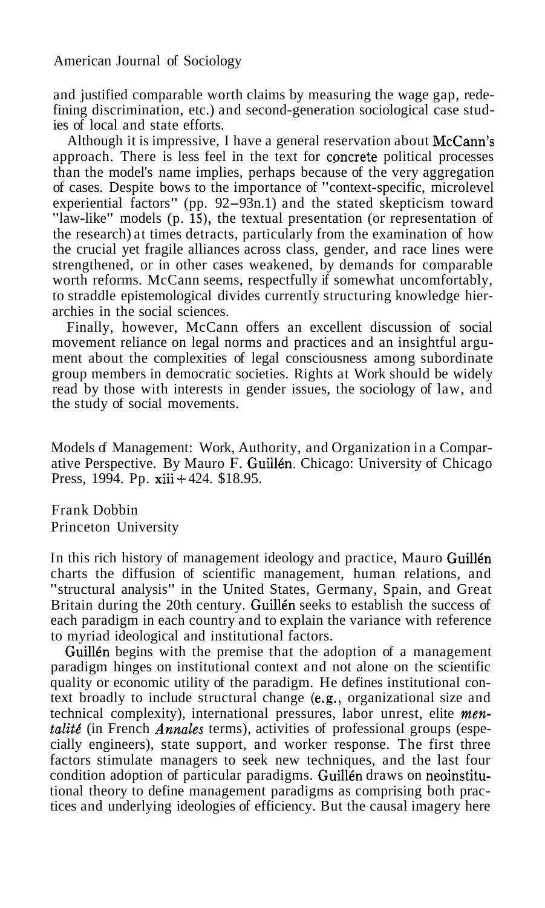and justified comparable worth claims by measuring the wage gap, redefining discrimination, etc.) and second-generation sociological case studies of local and state efforts.

Although it is impressive, I have a general reservation about McCann's approach. There is less feel in the text for concrete political processes than the model's name implies, perhaps because of the very aggregation of cases. Despite bows to the importance of "context-specific, microlevel experiential factors" (pp. 92–93n.1) and the stated skepticism toward "law-like" models (p. 15), the textual presentation (or representation of the research) at times detracts, particularly from the examination of how the crucial yet fragile alliances across class, gender, and race lines were strengthened, or in other cases weakened, by demands for comparable worth reforms. McCann seems, respectfully if somewhat uncomfortably, to straddle epistemological divides currently structuring knowledge hierarchies in the social sciences.

Finally, however, McCann offers an excellent discussion of social movement reliance on legal norms and practices and an insightful argument about the complexities of legal consciousness among subordinate group members in democratic societies. Rights at Work should be widely read by those with interests in gender issues, the sociology of law, and the study of social movements.

Models of Management: Work, Authority, and Organization in a Comparative Perspective. By Mauro F. Guillén. Chicago: University of Chicago Press, 1994. Pp. xiii+424. $18.95.

Frank Dobbin
Princeton University

In this rich history of management ideology and practice, Mauro Guillén charts the diffusion of scientific management, human relations, and "structural analysis" in the United States, Germany, Spain, and Great Britain during the 20th century. Guillén seeks to establish the success of each paradigm in each country and to explain the variance with reference to myriad ideological and institutional factors.

Guillén begins with the premise that the adoption of a management paradigm hinges on institutional context and not alone on the scientific quality or economic utility of the paradigm. He defines institutional context broadly to include structural change (e.g., organizational size and technical complexity), international pressures, labor unrest, elite *mentalité* (in French *Annales* terms), activities of professional groups (especially engineers), state support, and worker response. The first three factors stimulate managers to seek new techniques, and the last four condition adoption of particular paradigms. Guillén draws on neoinstitutional theory to define management paradigms as comprising both practices and underlying ideologies of efficiency. But the causal imagery here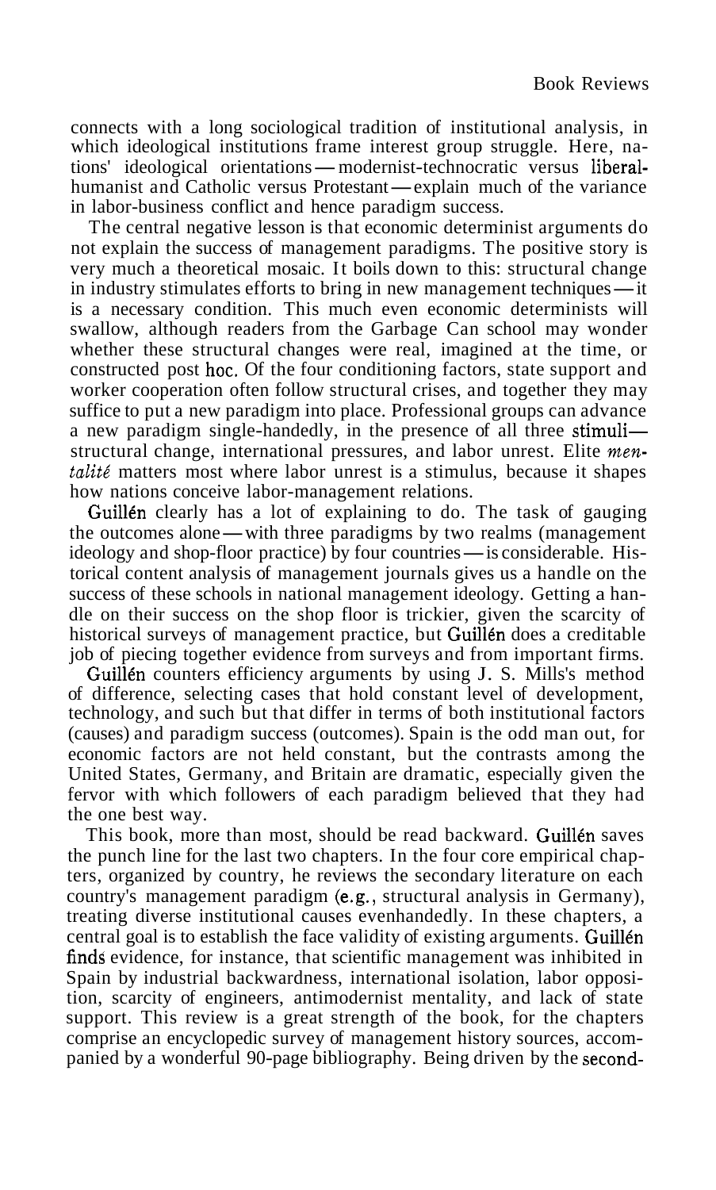connects with a long sociological tradition of institutional analysis, in which ideological institutions frame interest group struggle. Here, nations' ideological orientations — modernist-technocratic versus liberal-humanist and Catholic versus Protestant — explain much of the variance in labor-business conflict and hence paradigm success.

The central negative lesson is that economic determinist arguments do not explain the success of management paradigms. The positive story is very much a theoretical mosaic. It boils down to this: structural change in industry stimulates efforts to bring in new management techniques — it is a necessary condition. This much even economic determinists will swallow, although readers from the Garbage Can school may wonder whether these structural changes were real, imagined at the time, or constructed post hoc. Of the four conditioning factors, state support and worker cooperation often follow structural crises, and together they may suffice to put a new paradigm into place. Professional groups can advance a new paradigm single-handedly, in the presence of all three stimuli — structural change, international pressures, and labor unrest. Elite *mentalité* matters most where labor unrest is a stimulus, because it shapes how nations conceive labor-management relations.

Guillén clearly has a lot of explaining to do. The task of gauging the outcomes alone — with three paradigms by two realms (management ideology and shop-floor practice) by four countries — is considerable. Historical content analysis of management journals gives us a handle on the success of these schools in national management ideology. Getting a handle on their success on the shop floor is trickier, given the scarcity of historical surveys of management practice, but Guillén does a creditable job of piecing together evidence from surveys and from important firms.

Guillén counters efficiency arguments by using J. S. Mills's method of difference, selecting cases that hold constant level of development, technology, and such but that differ in terms of both institutional factors (causes) and paradigm success (outcomes). Spain is the odd man out, for economic factors are not held constant, but the contrasts among the United States, Germany, and Britain are dramatic, especially given the fervor with which followers of each paradigm believed that they had the one best way.

This book, more than most, should be read backward. Guillén saves the punch line for the last two chapters. In the four core empirical chapters, organized by country, he reviews the secondary literature on each country's management paradigm (e.g., structural analysis in Germany), treating diverse institutional causes evenhandedly. In these chapters, a central goal is to establish the face validity of existing arguments. Guillén finds evidence, for instance, that scientific management was inhibited in Spain by industrial backwardness, international isolation, labor opposition, scarcity of engineers, antimodernist mentality, and lack of state support. This review is a great strength of the book, for the chapters comprise an encyclopedic survey of management history sources, accompanied by a wonderful 90-page bibliography. Being driven by the second-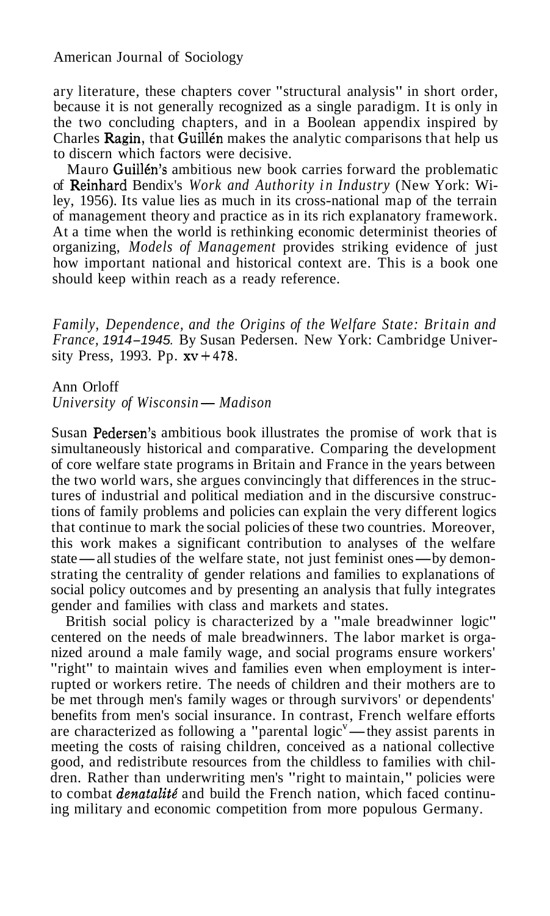ary literature, these chapters cover "structural analysis" in short order, because it is not generally recognized as a single paradigm. It is only in the two concluding chapters, and in a Boolean appendix inspired by Charles Ragin, that Guillén makes the analytic comparisons that help us to discern which factors were decisive.

Mauro Guillén's ambitious new book carries forward the problematic of Reinhard Bendix's *Work and Authority in Industry* (New York: Wiley, 1956). Its value lies as much in its cross-national map of the terrain of management theory and practice as in its rich explanatory framework. At a time when the world is rethinking economic determinist theories of organizing, *Models of Management* provides striking evidence of just how important national and historical context are. This is a book one should keep within reach as a ready reference.

*Family, Dependence, and the Origins of the Welfare State: Britain and France, 1914–1945.* By Susan Pedersen. New York: Cambridge University Press, 1993. Pp. xv + 478.

Ann Orloff
*University of Wisconsin—Madison*

Susan Pedersen's ambitious book illustrates the promise of work that is simultaneously historical and comparative. Comparing the development of core welfare state programs in Britain and France in the years between the two world wars, she argues convincingly that differences in the structures of industrial and political mediation and in the discursive constructions of family problems and policies can explain the very different logics that continue to mark the social policies of these two countries. Moreover, this work makes a significant contribution to analyses of the welfare state—all studies of the welfare state, not just feminist ones—by demonstrating the centrality of gender relations and families to explanations of social policy outcomes and by presenting an analysis that fully integrates gender and families with class and markets and states.

British social policy is characterized by a "male breadwinner logic" centered on the needs of male breadwinners. The labor market is organized around a male family wage, and social programs ensure workers' "right" to maintain wives and families even when employment is interrupted or workers retire. The needs of children and their mothers are to be met through men's family wages or through survivors' or dependents' benefits from men's social insurance. In contrast, French welfare efforts are characterized as following a "parental logic"—they assist parents in meeting the costs of raising children, conceived as a national collective good, and redistribute resources from the childless to families with children. Rather than underwriting men's "right to maintain," policies were to combat *denatalité* and build the French nation, which faced continuing military and economic competition from more populous Germany.